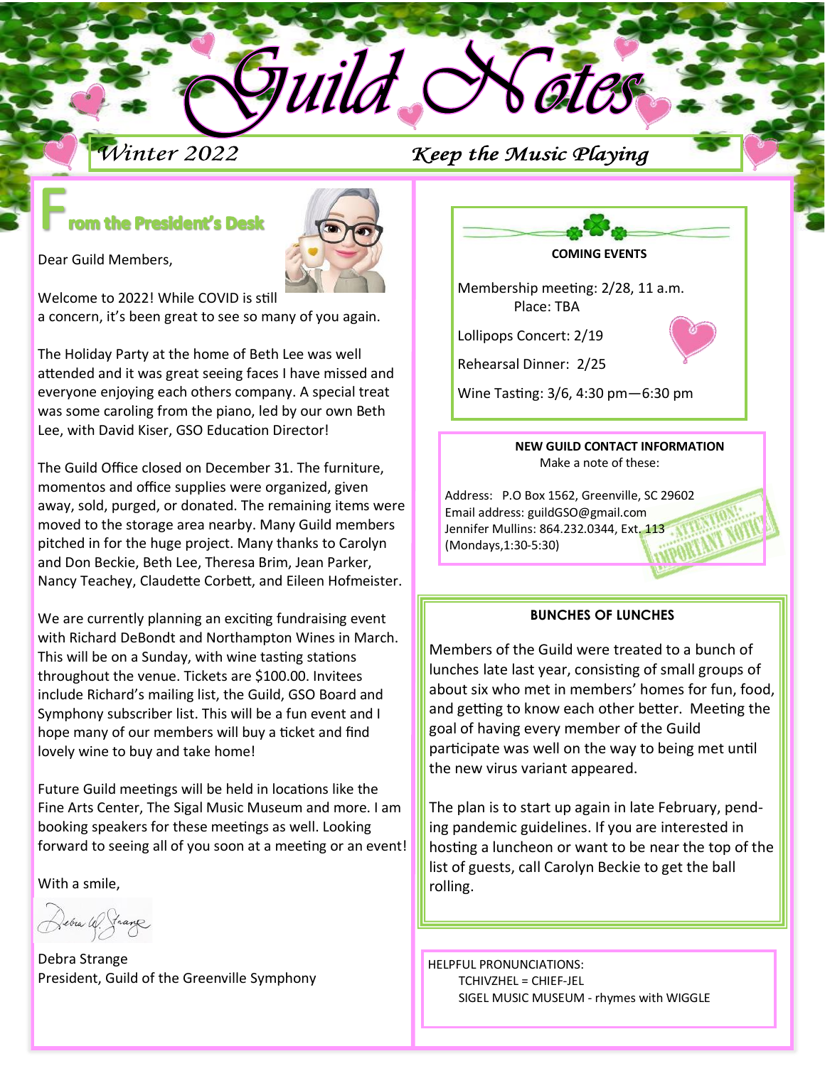# Guild Notes

*Winter 2022* — *Keep the Music Playing*

## From the President's Desk

Dear Guild Members,

Welcome to 2022! While COVID is still a concern, it's been great to see so many of you again.

The Holiday Party at the home of Beth Lee was well attended and it was great seeing faces I have missed and everyone enjoying each others company. A special treat was some caroling from the piano, led by our own Beth Lee, with David Kiser, GSO Education Director!

The Guild Office closed on December 31. The furniture, momentos and office supplies were organized, given away, sold, purged, or donated. The remaining items were moved to the storage area nearby. Many Guild members pitched in for the huge project. Many thanks to Carolyn and Don Beckie, Beth Lee, Theresa Brim, Jean Parker, Nancy Teachey, Claudette Corbett, and Eileen Hofmeister.

We are currently planning an exciting fundraising event with Richard DeBondt and Northampton Wines in March. This will be on a Sunday, with wine tasting stations throughout the venue. Tickets are $100.00. Invitees include Richard's mailing list, the Guild, GSO Board and Symphony subscriber list. This will be a fun event and I hope many of our members will buy a ticket and find lovely wine to buy and take home!

Future Guild meetings will be held in locations like the Fine Arts Center, The Sigal Music Museum and more. I am booking speakers for these meetings as well. Looking forward to seeing all of you soon at a meeting or an event!

With a smile,

Debra Strange
President, Guild of the Greenville Symphony

### COMING EVENTS

Membership meeting: 2/28, 11 a.m.
Place: TBA

Lollipops Concert: 2/19

Rehearsal Dinner: 2/25

Wine Tasting: 3/6, 4:30 pm—6:30 pm

### NEW GUILD CONTACT INFORMATION

Make a note of these:

Address: P.O Box 1562, Greenville, SC 29602
Email address: guildGSO@gmail.com
Jennifer Mullins: 864.232.0344, Ext. 113
(Mondays,1:30-5:30)

### BUNCHES OF LUNCHES

Members of the Guild were treated to a bunch of lunches late last year, consisting of small groups of about six who met in members' homes for fun, food, and getting to know each other better. Meeting the goal of having every member of the Guild participate was well on the way to being met until the new virus variant appeared.

The plan is to start up again in late February, pending pandemic guidelines. If you are interested in hosting a luncheon or want to be near the top of the list of guests, call Carolyn Beckie to get the ball rolling.

HELPFUL PRONUNCIATIONS:
TCHIVZHEL = CHIEF-JEL
SIGEL MUSIC MUSEUM - rhymes with WIGGLE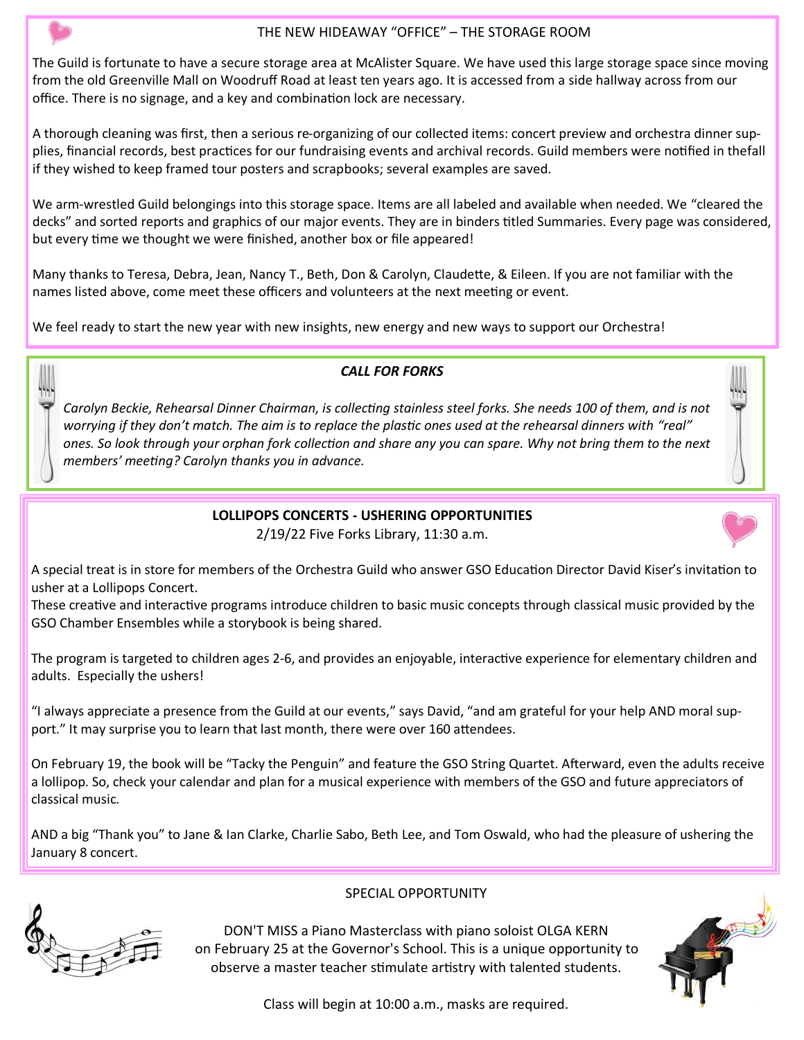## THE NEW HIDEAWAY "OFFICE" – THE STORAGE ROOM

The Guild is fortunate to have a secure storage area at McAlister Square. We have used this large storage space since moving from the old Greenville Mall on Woodruff Road at least ten years ago. It is accessed from a side hallway across from our office. There is no signage, and a key and combination lock are necessary.

A thorough cleaning was first, then a serious re-organizing of our collected items: concert preview and orchestra dinner supplies, financial records, best practices for our fundraising events and archival records. Guild members were notified in thefall if they wished to keep framed tour posters and scrapbooks; several examples are saved.

We arm-wrestled Guild belongings into this storage space. Items are all labeled and available when needed. We "cleared the decks" and sorted reports and graphics of our major events. They are in binders titled Summaries. Every page was considered, but every time we thought we were finished, another box or file appeared!

Many thanks to Teresa, Debra, Jean, Nancy T., Beth, Don & Carolyn, Claudette, & Eileen. If you are not familiar with the names listed above, come meet these officers and volunteers at the next meeting or event.

We feel ready to start the new year with new insights, new energy and new ways to support our Orchestra!

## *CALL FOR FORKS*

*Carolyn Beckie, Rehearsal Dinner Chairman, is collecting stainless steel forks. She needs 100 of them, and is not worrying if they don't match. The aim is to replace the plastic ones used at the rehearsal dinners with "real" ones. So look through your orphan fork collection and share any you can spare. Why not bring them to the next members' meeting? Carolyn thanks you in advance.*

## **LOLLIPOPS CONCERTS - USHERING OPPORTUNITIES**

2/19/22 Five Forks Library, 11:30 a.m.

A special treat is in store for members of the Orchestra Guild who answer GSO Education Director David Kiser's invitation to usher at a Lollipops Concert.
These creative and interactive programs introduce children to basic music concepts through classical music provided by the GSO Chamber Ensembles while a storybook is being shared.

The program is targeted to children ages 2-6, and provides an enjoyable, interactive experience for elementary children and adults. Especially the ushers!

"I always appreciate a presence from the Guild at our events," says David, "and am grateful for your help AND moral support." It may surprise you to learn that last month, there were over 160 attendees.

On February 19, the book will be "Tacky the Penguin" and feature the GSO String Quartet. Afterward, even the adults receive a lollipop. So, check your calendar and plan for a musical experience with members of the GSO and future appreciators of classical music.

AND a big "Thank you" to Jane & Ian Clarke, Charlie Sabo, Beth Lee, and Tom Oswald, who had the pleasure of ushering the January 8 concert.

## SPECIAL OPPORTUNITY

DON'T MISS a Piano Masterclass with piano soloist OLGA KERN on February 25 at the Governor's School. This is a unique opportunity to observe a master teacher stimulate artistry with talented students.

Class will begin at 10:00 a.m., masks are required.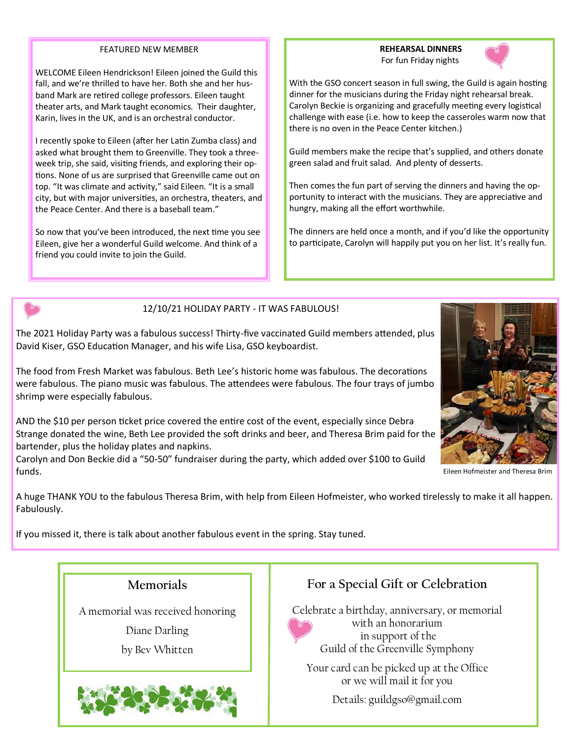## FEATURED NEW MEMBER

WELCOME Eileen Hendrickson! Eileen joined the Guild this fall, and we're thrilled to have her. Both she and her husband Mark are retired college professors. Eileen taught theater arts, and Mark taught economics. Their daughter, Karin, lives in the UK, and is an orchestral conductor.

I recently spoke to Eileen (after her Latin Zumba class) and asked what brought them to Greenville. They took a three-week trip, she said, visiting friends, and exploring their options. None of us are surprised that Greenville came out on top. "It was climate and activity," said Eileen. "It is a small city, but with major universities, an orchestra, theaters, and the Peace Center. And there is a baseball team."

So now that you've been introduced, the next time you see Eileen, give her a wonderful Guild welcome. And think of a friend you could invite to join the Guild.

## REHEARSAL DINNERS

For fun Friday nights

With the GSO concert season in full swing, the Guild is again hosting dinner for the musicians during the Friday night rehearsal break. Carolyn Beckie is organizing and gracefully meeting every logistical challenge with ease (i.e. how to keep the casseroles warm now that there is no oven in the Peace Center kitchen.)

Guild members make the recipe that's supplied, and others donate green salad and fruit salad. And plenty of desserts.

Then comes the fun part of serving the dinners and having the opportunity to interact with the musicians. They are appreciative and hungry, making all the effort worthwhile.

The dinners are held once a month, and if you'd like the opportunity to participate, Carolyn will happily put you on her list. It's really fun.

## 12/10/21 HOLIDAY PARTY - IT WAS FABULOUS!

The 2021 Holiday Party was a fabulous success! Thirty-five vaccinated Guild members attended, plus David Kiser, GSO Education Manager, and his wife Lisa, GSO keyboardist.

The food from Fresh Market was fabulous. Beth Lee's historic home was fabulous. The decorations were fabulous. The piano music was fabulous. The attendees were fabulous. The four trays of jumbo shrimp were especially fabulous.

AND the $10 per person ticket price covered the entire cost of the event, especially since Debra Strange donated the wine, Beth Lee provided the soft drinks and beer, and Theresa Brim paid for the bartender, plus the holiday plates and napkins.
Carolyn and Don Beckie did a "50-50" fundraiser during the party, which added over $100 to Guild funds.

Eileen Hofmeister and Theresa Brim

A huge THANK YOU to the fabulous Theresa Brim, with help from Eileen Hofmeister, who worked tirelessly to make it all happen. Fabulously.

If you missed it, there is talk about another fabulous event in the spring. Stay tuned.

## Memorials

A memorial was received honoring

Diane Darling

by Bev Whitten

## For a Special Gift or Celebration

Celebrate a birthday, anniversary, or memorial with an honorarium in support of the Guild of the Greenville Symphony

Your card can be picked up at the Office or we will mail it for you

Details: guildgso@gmail.com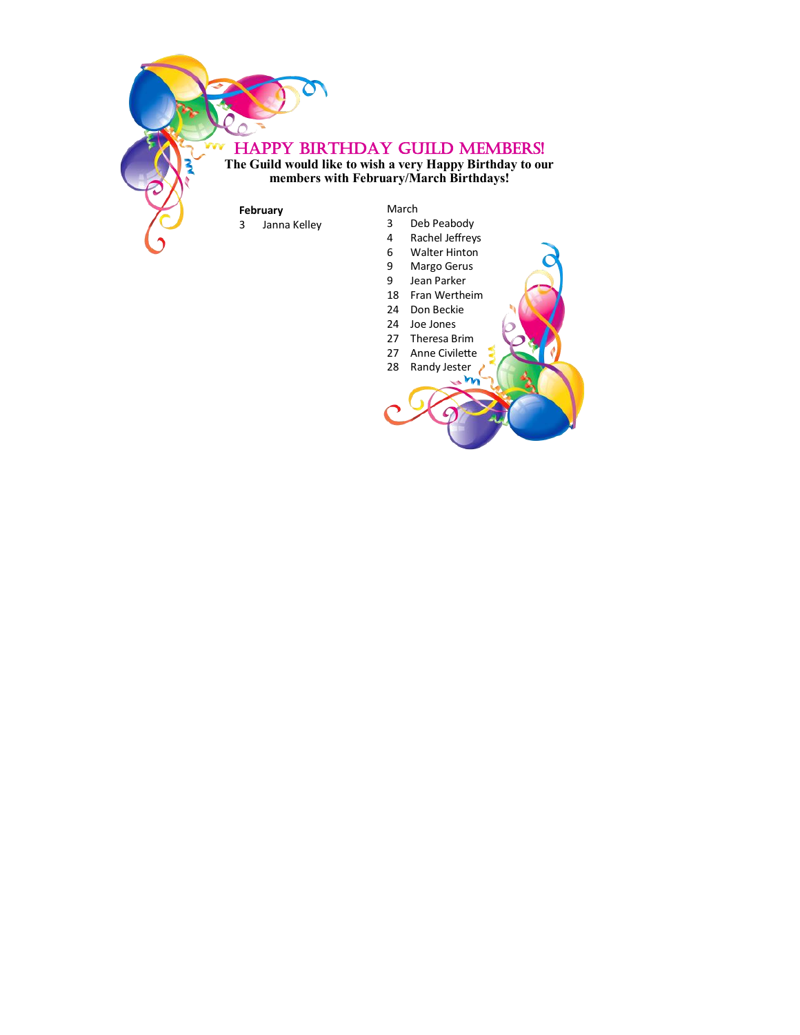# HAPPY BIRTHDAY GUILD MEMBERS!

**The Guild would like to wish a very Happy Birthday to our members with February/March Birthdays!**

**February**

3 Janna Kelley

March

3 Deb Peabody
4 Rachel Jeffreys
6 Walter Hinton
9 Margo Gerus
9 Jean Parker
18 Fran Wertheim
24 Don Beckie
24 Joe Jones
27 Theresa Brim
27 Anne Civilette
28 Randy Jester